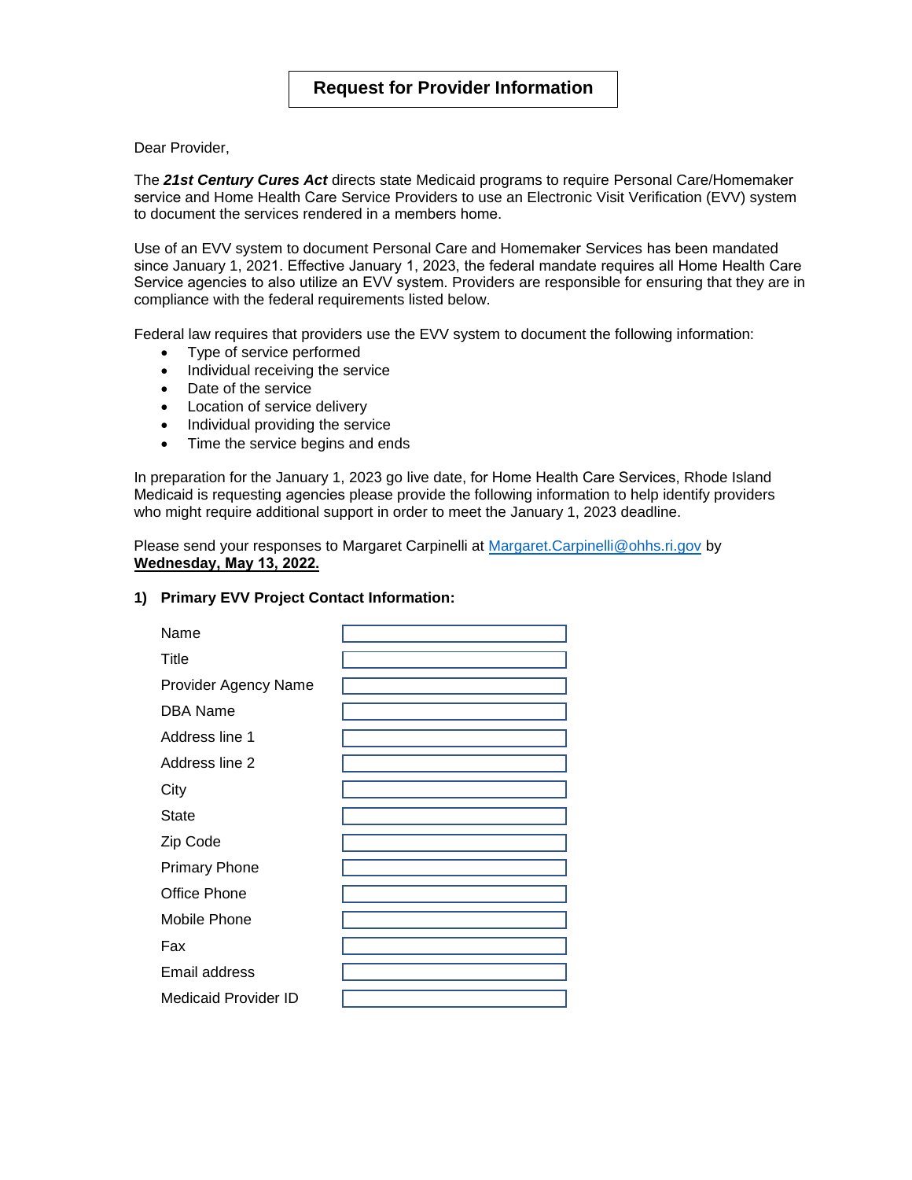# Request for Provider Information

Dear Provider,

The ***21st Century Cures Act*** directs state Medicaid programs to require Personal Care/Homemaker service and Home Health Care Service Providers to use an Electronic Visit Verification (EVV) system to document the services rendered in a members home.

Use of an EVV system to document Personal Care and Homemaker Services has been mandated since January 1, 2021. Effective January 1, 2023, the federal mandate requires all Home Health Care Service agencies to also utilize an EVV system. Providers are responsible for ensuring that they are in compliance with the federal requirements listed below.

Federal law requires that providers use the EVV system to document the following information:

- Type of service performed
- Individual receiving the service
- Date of the service
- Location of service delivery
- Individual providing the service
- Time the service begins and ends

In preparation for the January 1, 2023 go live date, for Home Health Care Services, Rhode Island Medicaid is requesting agencies please provide the following information to help identify providers who might require additional support in order to meet the January 1, 2023 deadline.

Please send your responses to Margaret Carpinelli at [Margaret.Carpinelli@ohhs.ri.gov](mailto:Margaret.Carpinelli@ohhs.ri.gov) by **Wednesday, May 13, 2022.**

**1) Primary EVV Project Contact Information:**

| | |
|---|---|
| Name | |
| Title | |
| Provider Agency Name | |
| DBA Name | |
| Address line 1 | |
| Address line 2 | |
| City | |
| State | |
| Zip Code | |
| Primary Phone | |
| Office Phone | |
| Mobile Phone | |
| Fax | |
| Email address | |
| Medicaid Provider ID | |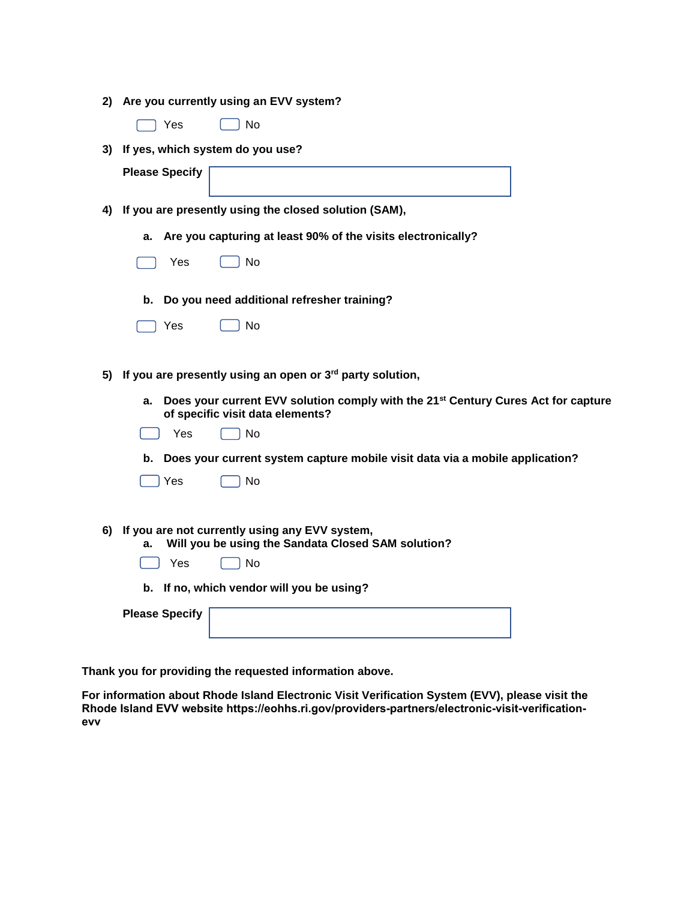**2) Are you currently using an EVV system?**

☐ Yes ☐ No

**3) If yes, which system do you use?**

**Please Specify** ________________________________

**4) If you are presently using the closed solution (SAM),**

**a. Are you capturing at least 90% of the visits electronically?**

☐ Yes ☐ No

**b. Do you need additional refresher training?**

☐ Yes ☐ No

**5) If you are presently using an open or 3rd party solution,**

**a. Does your current EVV solution comply with the 21st Century Cures Act for capture of specific visit data elements?**

☐ Yes ☐ No

**b. Does your current system capture mobile visit data via a mobile application?**

☐ Yes ☐ No

**6) If you are not currently using any EVV system,**

**a. Will you be using the Sandata Closed SAM solution?**

☐ Yes ☐ No

**b. If no, which vendor will you be using?**

**Please Specify** ________________________________

**Thank you for providing the requested information above.**

**For information about Rhode Island Electronic Visit Verification System (EVV), please visit the Rhode Island EVV website https://eohhs.ri.gov/providers-partners/electronic-visit-verification-evv**